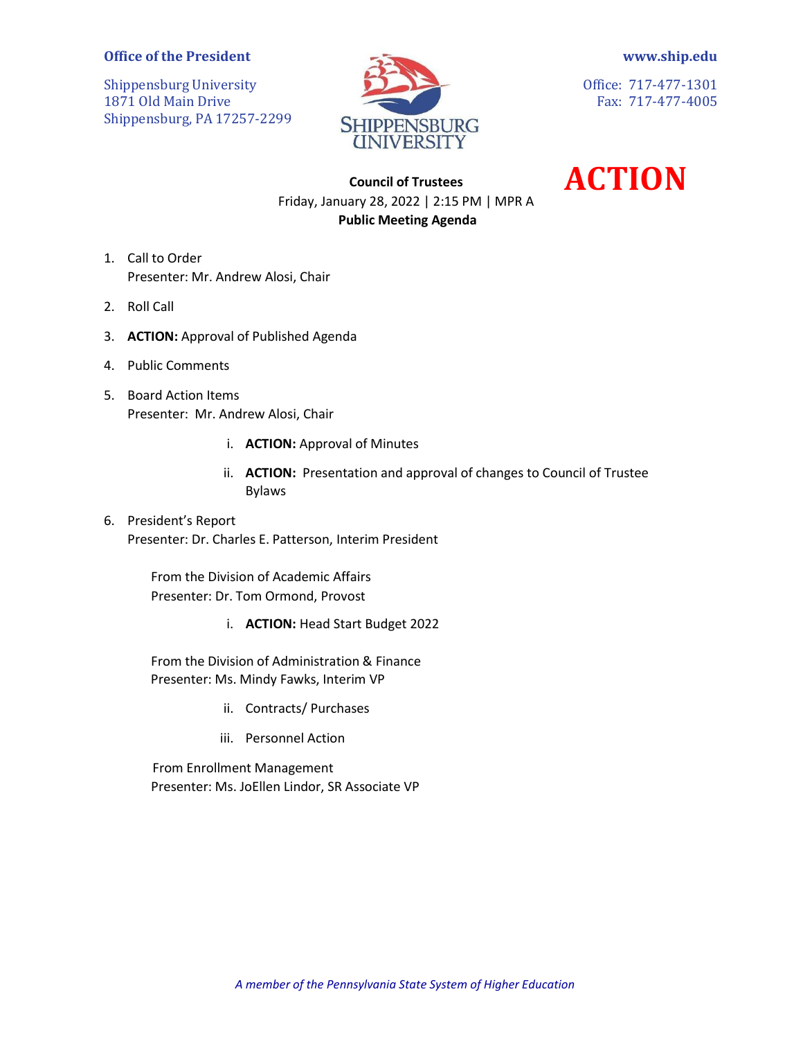**Office of the President**

Shippensburg University
1871 Old Main Drive
Shippensburg, PA 17257-2299

**www.ship.edu**

Office: 717-477-1301
Fax: 717-477-4005

**ACTION**

**Council of Trustees**
Friday, January 28, 2022 | 2:15 PM | MPR A
**Public Meeting Agenda**

1. Call to Order
   Presenter: Mr. Andrew Alosi, Chair

2. Roll Call

3. **ACTION:** Approval of Published Agenda

4. Public Comments

5. Board Action Items
   Presenter: Mr. Andrew Alosi, Chair

   i. **ACTION:** Approval of Minutes

   ii. **ACTION:** Presentation and approval of changes to Council of Trustee Bylaws

6. President's Report
   Presenter: Dr. Charles E. Patterson, Interim President

   From the Division of Academic Affairs
   Presenter: Dr. Tom Ormond, Provost

   i. **ACTION:** Head Start Budget 2022

   From the Division of Administration & Finance
   Presenter: Ms. Mindy Fawks, Interim VP

   ii. Contracts/ Purchases

   iii. Personnel Action

   From Enrollment Management
   Presenter: Ms. JoEllen Lindor, SR Associate VP

*A member of the Pennsylvania State System of Higher Education*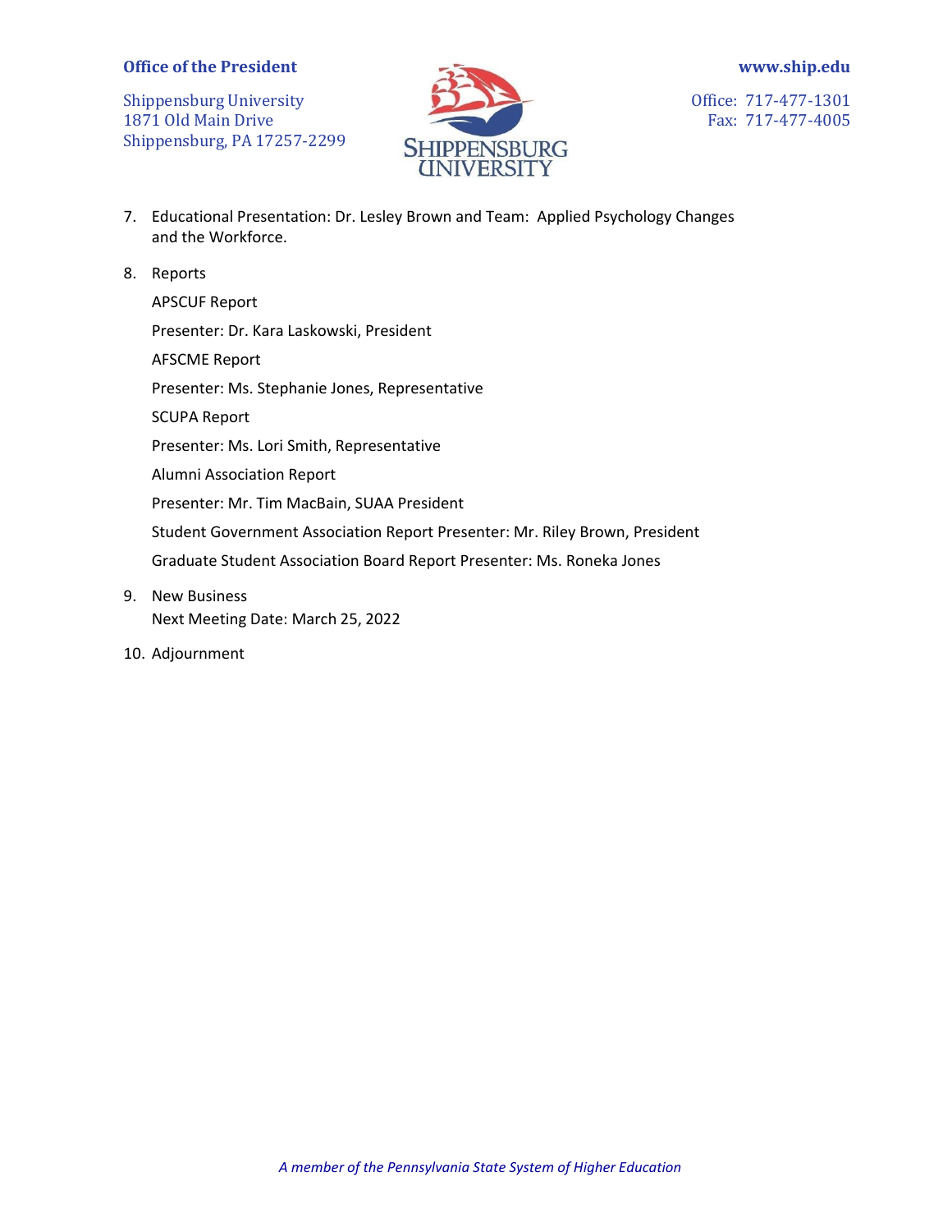**Office of the President**

Shippensburg University
1871 Old Main Drive
Shippensburg, PA 17257-2299

**www.ship.edu**

Office: 717-477-1301
Fax: 717-477-4005

7. Educational Presentation: Dr. Lesley Brown and Team: Applied Psychology Changes and the Workforce.

8. Reports

   APSCUF Report

   Presenter: Dr. Kara Laskowski, President

   AFSCME Report

   Presenter: Ms. Stephanie Jones, Representative

   SCUPA Report

   Presenter: Ms. Lori Smith, Representative

   Alumni Association Report

   Presenter: Mr. Tim MacBain, SUAA President

   Student Government Association Report Presenter: Mr. Riley Brown, President

   Graduate Student Association Board Report Presenter: Ms. Roneka Jones

9. New Business
   Next Meeting Date: March 25, 2022

10. Adjournment

*A member of the Pennsylvania State System of Higher Education*